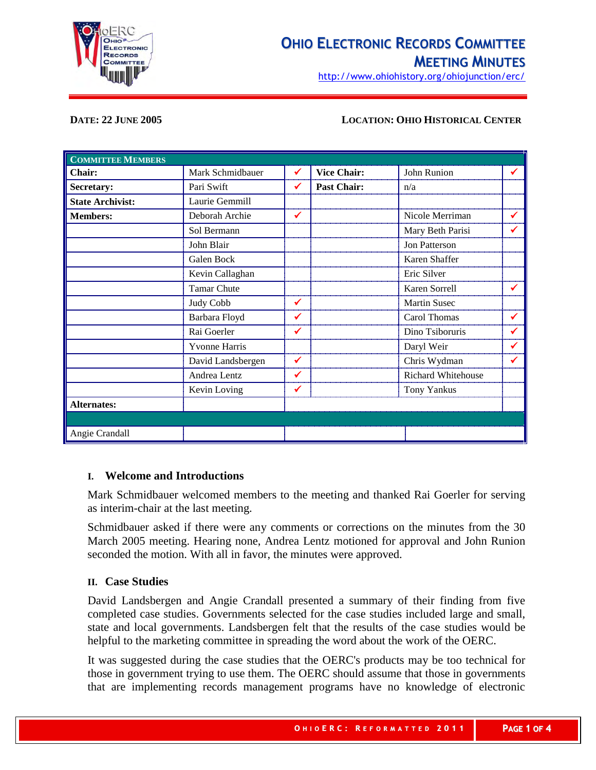# Ohio Electronic Records Committee

## Meeting Minutes

http://www.ohiohistory.org/ohiojunction/erc/

**Date: 22 June 2005** **Location: Ohio Historical Center**

| Committee Members | | | | | |
|---|---|---|---|---|---|
| **Chair:** | Mark Schmidbauer | ✓ | **Vice Chair:** | John Runion | ✓ |
| **Secretary:** | Pari Swift | ✓ | **Past Chair:** | n/a | |
| **State Archivist:** | Laurie Gemmill | | | | |
| **Members:** | Deborah Archie | ✓ | | Nicole Merriman | ✓ |
| | Sol Bermann | | | Mary Beth Parisi | ✓ |
| | John Blair | | | Jon Patterson | |
| | Galen Bock | | | Karen Shaffer | |
| | Kevin Callaghan | | | Eric Silver | |
| | Tamar Chute | | | Karen Sorrell | ✓ |
| | Judy Cobb | ✓ | | Martin Susec | |
| | Barbara Floyd | ✓ | | Carol Thomas | ✓ |
| | Rai Goerler | ✓ | | Dino Tsiboruris | ✓ |
| | Yvonne Harris | | | Daryl Weir | ✓ |
| | David Landsbergen | ✓ | | Chris Wydman | ✓ |
| | Andrea Lentz | ✓ | | Richard Whitehouse | |
| | Kevin Loving | ✓ | | Tony Yankus | |
| **Alternates:** | | | | | |
| | | | | | |
| Angie Crandall | | | | | |

### I. Welcome and Introductions

Mark Schmidbauer welcomed members to the meeting and thanked Rai Goerler for serving as interim-chair at the last meeting.

Schmidbauer asked if there were any comments or corrections on the minutes from the 30 March 2005 meeting. Hearing none, Andrea Lentz motioned for approval and John Runion seconded the motion. With all in favor, the minutes were approved.

### II. Case Studies

David Landsbergen and Angie Crandall presented a summary of their finding from five completed case studies. Governments selected for the case studies included large and small, state and local governments. Landsbergen felt that the results of the case studies would be helpful to the marketing committee in spreading the word about the work of the OERC.

It was suggested during the case studies that the OERC's products may be too technical for those in government trying to use them. The OERC should assume that those in governments that are implementing records management programs have no knowledge of electronic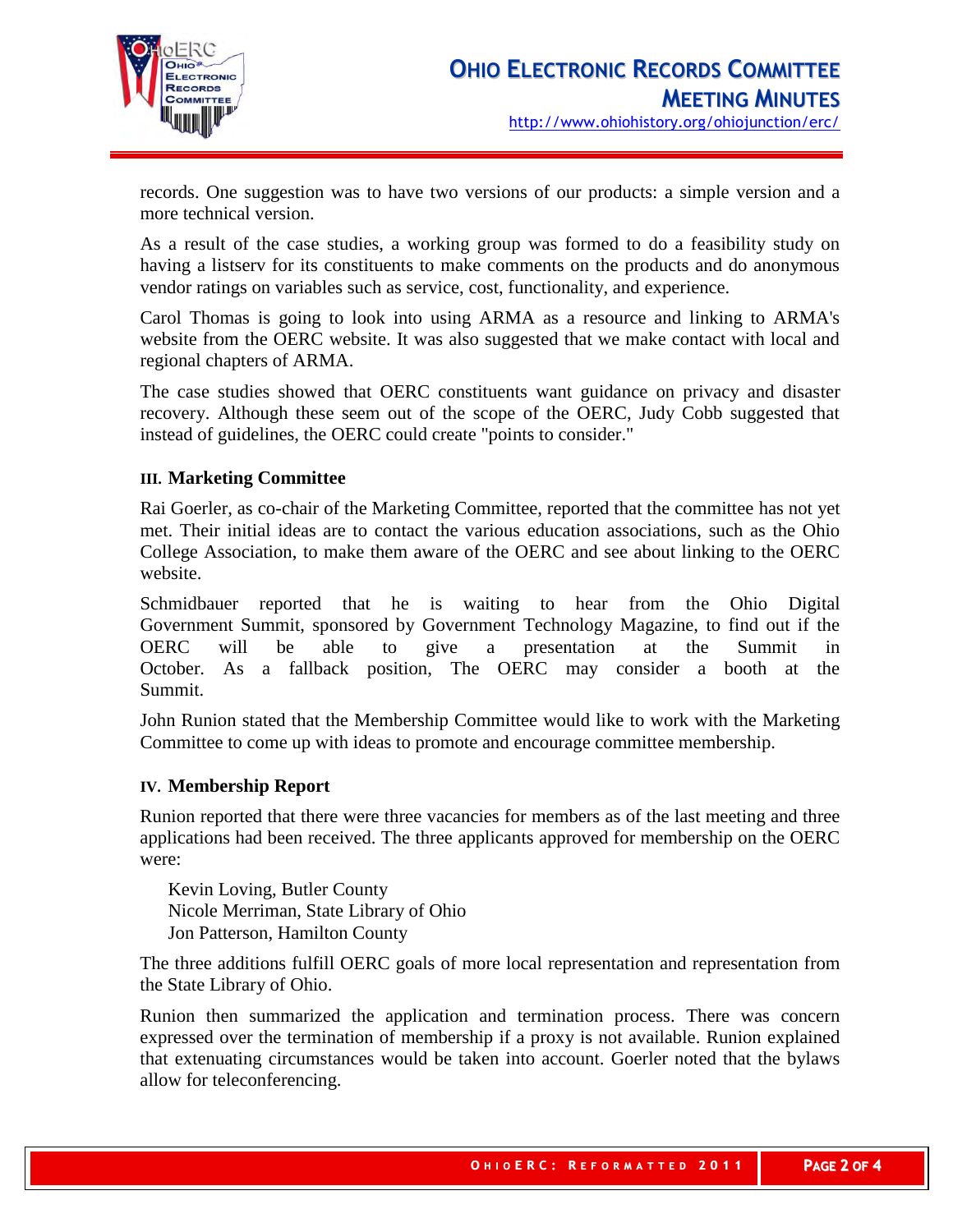records. One suggestion was to have two versions of our products: a simple version and a more technical version.

As a result of the case studies, a working group was formed to do a feasibility study on having a listserv for its constituents to make comments on the products and do anonymous vendor ratings on variables such as service, cost, functionality, and experience.

Carol Thomas is going to look into using ARMA as a resource and linking to ARMA's website from the OERC website. It was also suggested that we make contact with local and regional chapters of ARMA.

The case studies showed that OERC constituents want guidance on privacy and disaster recovery. Although these seem out of the scope of the OERC, Judy Cobb suggested that instead of guidelines, the OERC could create "points to consider."

### III. Marketing Committee

Rai Goerler, as co-chair of the Marketing Committee, reported that the committee has not yet met. Their initial ideas are to contact the various education associations, such as the Ohio College Association, to make them aware of the OERC and see about linking to the OERC website.

Schmidbauer reported that he is waiting to hear from the Ohio Digital Government Summit, sponsored by Government Technology Magazine, to find out if the OERC will be able to give a presentation at the Summit in October. As a fallback position, The OERC may consider a booth at the Summit.

John Runion stated that the Membership Committee would like to work with the Marketing Committee to come up with ideas to promote and encourage committee membership.

### IV. Membership Report

Runion reported that there were three vacancies for members as of the last meeting and three applications had been received. The three applicants approved for membership on the OERC were:

Kevin Loving, Butler County
Nicole Merriman, State Library of Ohio
Jon Patterson, Hamilton County

The three additions fulfill OERC goals of more local representation and representation from the State Library of Ohio.

Runion then summarized the application and termination process. There was concern expressed over the termination of membership if a proxy is not available. Runion explained that extenuating circumstances would be taken into account. Goerler noted that the bylaws allow for teleconferencing.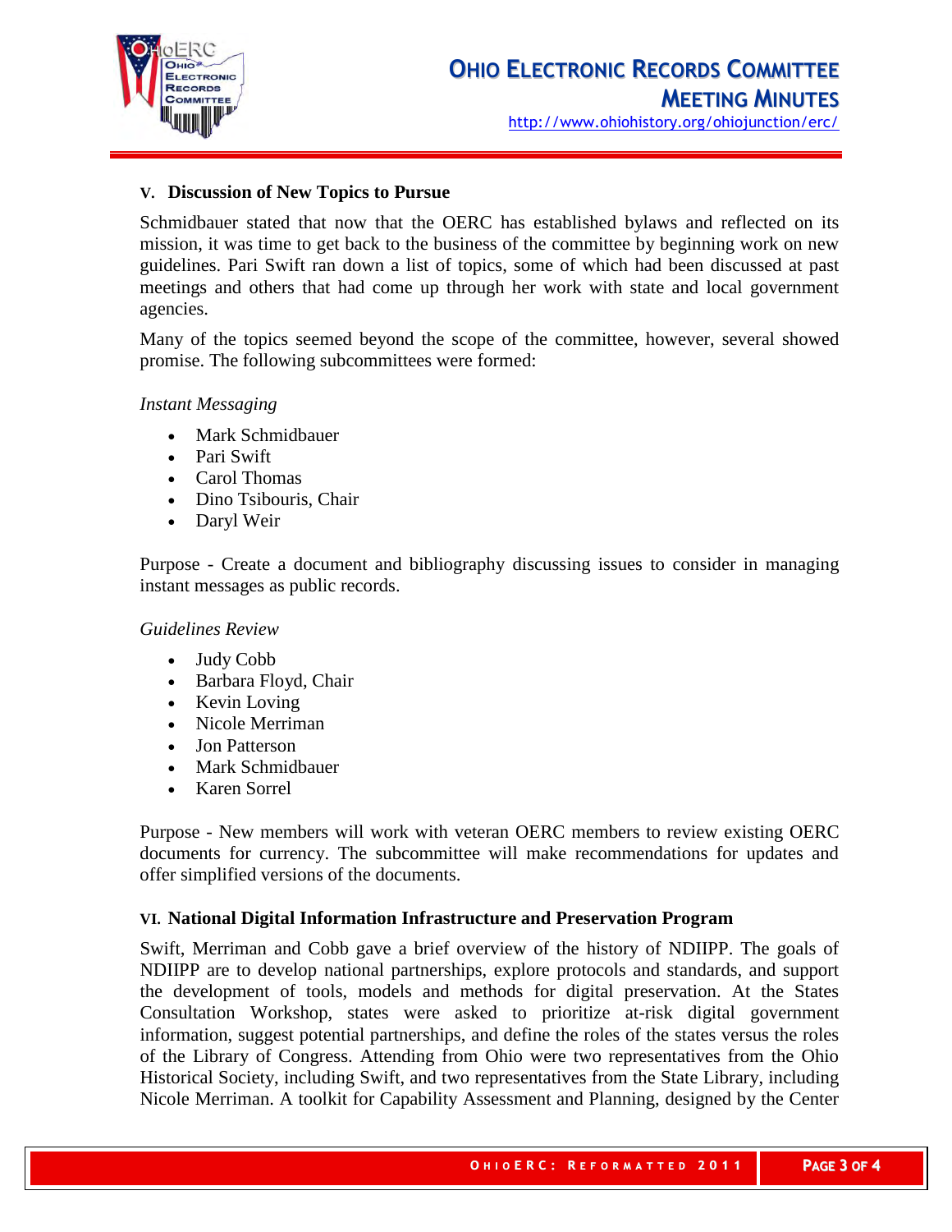## V. Discussion of New Topics to Pursue

Schmidbauer stated that now that the OERC has established bylaws and reflected on its mission, it was time to get back to the business of the committee by beginning work on new guidelines. Pari Swift ran down a list of topics, some of which had been discussed at past meetings and others that had come up through her work with state and local government agencies.

Many of the topics seemed beyond the scope of the committee, however, several showed promise. The following subcommittees were formed:

*Instant Messaging*

- Mark Schmidbauer
- Pari Swift
- Carol Thomas
- Dino Tsibouris, Chair
- Daryl Weir

Purpose - Create a document and bibliography discussing issues to consider in managing instant messages as public records.

*Guidelines Review*

- Judy Cobb
- Barbara Floyd, Chair
- Kevin Loving
- Nicole Merriman
- Jon Patterson
- Mark Schmidbauer
- Karen Sorrel

Purpose - New members will work with veteran OERC members to review existing OERC documents for currency. The subcommittee will make recommendations for updates and offer simplified versions of the documents.

## VI. National Digital Information Infrastructure and Preservation Program

Swift, Merriman and Cobb gave a brief overview of the history of NDIIPP. The goals of NDIIPP are to develop national partnerships, explore protocols and standards, and support the development of tools, models and methods for digital preservation. At the States Consultation Workshop, states were asked to prioritize at-risk digital government information, suggest potential partnerships, and define the roles of the states versus the roles of the Library of Congress. Attending from Ohio were two representatives from the Ohio Historical Society, including Swift, and two representatives from the State Library, including Nicole Merriman. A toolkit for Capability Assessment and Planning, designed by the Center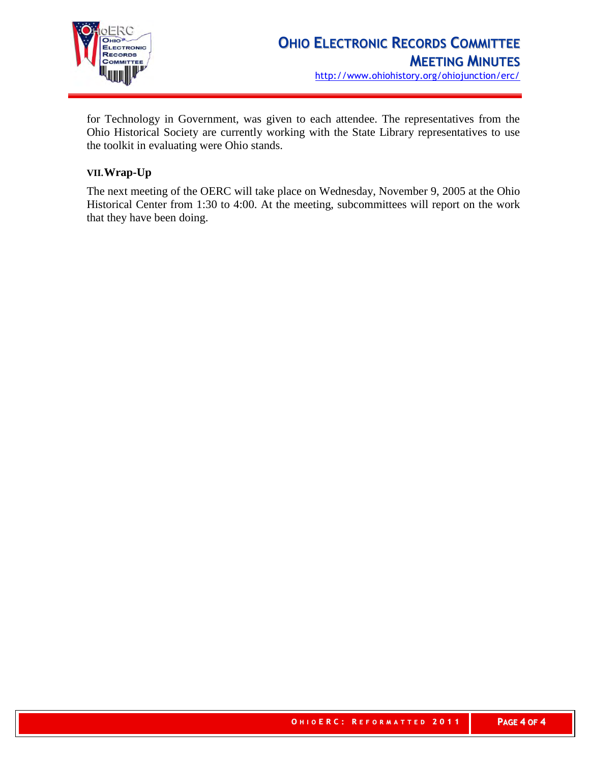for Technology in Government, was given to each attendee. The representatives from the Ohio Historical Society are currently working with the State Library representatives to use the toolkit in evaluating were Ohio stands.

### VII. Wrap-Up

The next meeting of the OERC will take place on Wednesday, November 9, 2005 at the Ohio Historical Center from 1:30 to 4:00. At the meeting, subcommittees will report on the work that they have been doing.